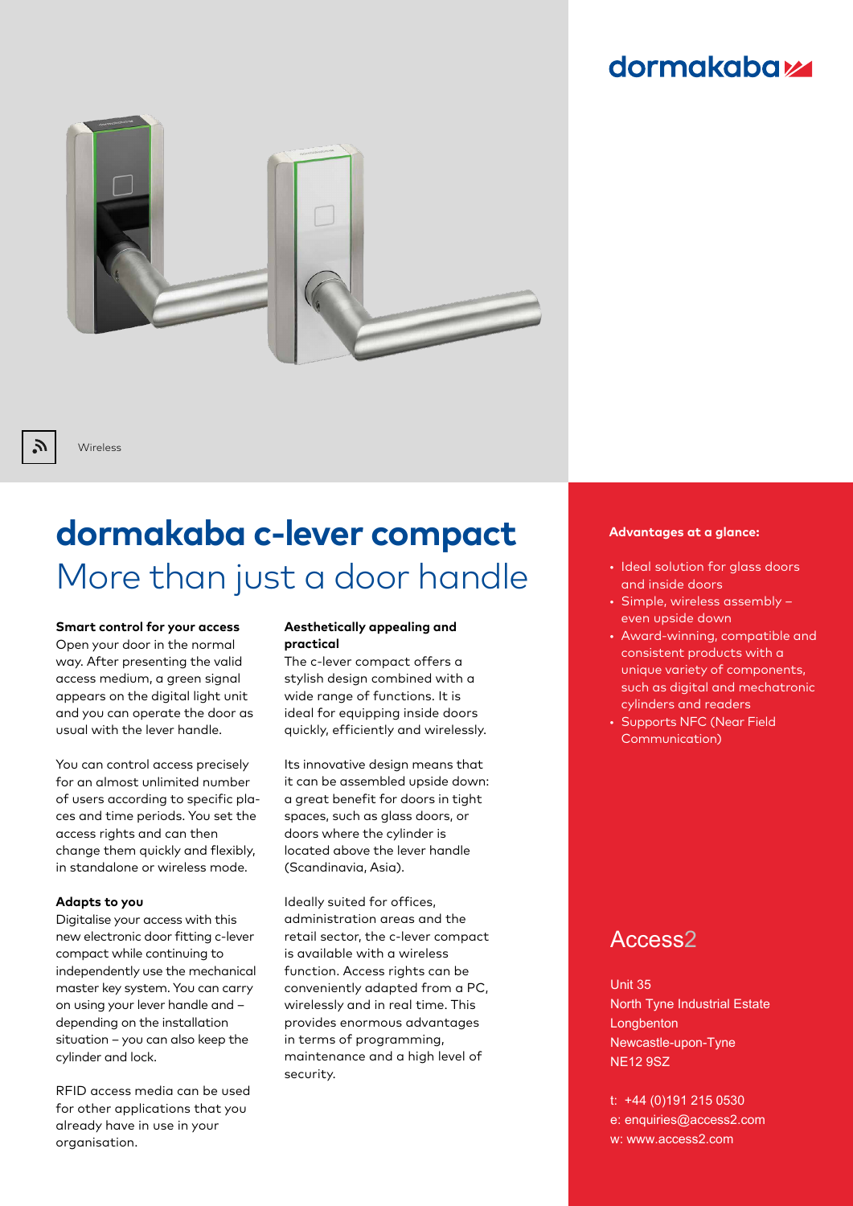dormakaba

Wireless

# dormakaba c-lever compact
## More than just a door handle

**Smart control for your access**
Open your door in the normal way. After presenting the valid access medium, a green signal appears on the digital light unit and you can operate the door as usual with the lever handle.

You can control access precisely for an almost unlimited number of users according to specific places and time periods. You set the access rights and can then change them quickly and flexibly, in standalone or wireless mode.

**Adapts to you**
Digitalise your access with this new electronic door fitting c-lever compact while continuing to independently use the mechanical master key system. You can carry on using your lever handle and – depending on the installation situation – you can also keep the cylinder and lock.

RFID access media can be used for other applications that you already have in use in your organisation.

**Aesthetically appealing and practical**
The c-lever compact offers a stylish design combined with a wide range of functions. It is ideal for equipping inside doors quickly, efficiently and wirelessly.

Its innovative design means that it can be assembled upside down: a great benefit for doors in tight spaces, such as glass doors, or doors where the cylinder is located above the lever handle (Scandinavia, Asia).

Ideally suited for offices, administration areas and the retail sector, the c-lever compact is available with a wireless function. Access rights can be conveniently adapted from a PC, wirelessly and in real time. This provides enormous advantages in terms of programming, maintenance and a high level of security.

**Advantages at a glance:**

- Ideal solution for glass doors and inside doors
- Simple, wireless assembly – even upside down
- Award-winning, compatible and consistent products with a unique variety of components, such as digital and mechatronic cylinders and readers
- Supports NFC (Near Field Communication)

Access2

Unit 35
North Tyne Industrial Estate
Longbenton
Newcastle-upon-Tyne
NE12 9SZ

t: +44 (0)191 215 0530
e: enquiries@access2.com
w: www.access2.com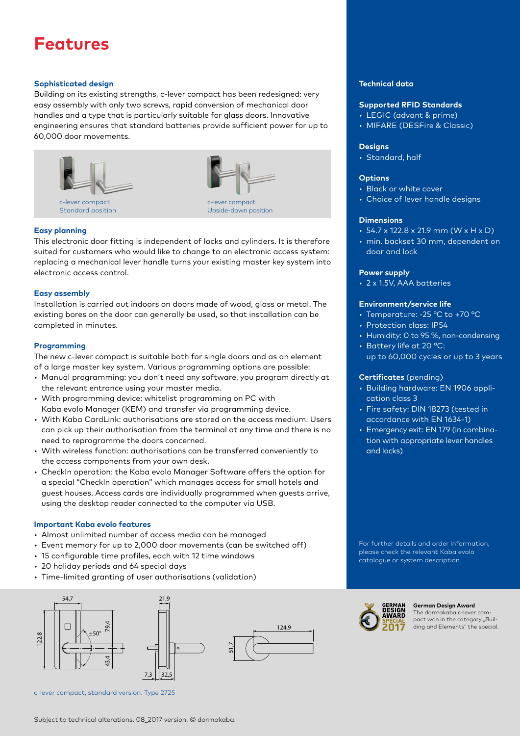# Features

### Sophisticated design

Building on its existing strengths, c-lever compact has been redesigned: very easy assembly with only two screws, rapid conversion of mechanical door handles and a type that is particularly suitable for glass doors. Innovative engineering ensures that standard batteries provide sufficient power for up to 60,000 door movements.

c-lever compact
Standard position

c-lever compact
Upside-down position

### Easy planning

This electronic door fitting is independent of locks and cylinders. It is therefore suited for customers who would like to change to an electronic access system: replacing a mechanical lever handle turns your existing master key system into electronic access control.

### Easy assembly

Installation is carried out indoors on doors made of wood, glass or metal. The existing bores on the door can generally be used, so that installation can be completed in minutes.

### Programming

The new c-lever compact is suitable both for single doors and as an element of a large master key system. Various programming options are possible:

- Manual programming: you don't need any software, you program directly at the relevant entrance using your master media.
- With programming device: whitelist programming on PC with Kaba evolo Manager (KEM) and transfer via programming device.
- With Kaba CardLink: authorisations are stored on the access medium. Users can pick up their authorisation from the terminal at any time and there is no need to reprogramme the doors concerned.
- With wireless function: authorisations can be transferred conveniently to the access components from your own desk.
- CheckIn operation: the Kaba evolo Manager Software offers the option for a special "CheckIn operation" which manages access for small hotels and guest houses. Access cards are individually programmed when guests arrive, using the desktop reader connected to the computer via USB.

### Important Kaba evolo features

- Almost unlimited number of access media can be managed
- Event memory for up to 2,000 door movements (can be switched off)
- 15 configurable time profiles, each with 12 time windows
- 20 holiday periods and 64 special days
- Time-limited granting of user authorisations (validation)

54,7
122,8
±50°
79,4
43,4
21,9
7,3
32,5
124,9
51,7

c-lever compact, standard version. Type 2725

### Technical data

**Supported RFID Standards**
- LEGIC (advant & prime)
- MIFARE (DESFire & Classic)

**Designs**
- Standard, half

**Options**
- Black or white cover
- Choice of lever handle designs

**Dimensions**
- 54.7 x 122.8 x 21.9 mm (W x H x D)
- min. backset 30 mm, dependent on door and lock

**Power supply**
- 2 x 1.5V, AAA batteries

**Environment/service life**
- Temperature: -25 °C to +70 °C
- Protection class: IP54
- Humidity: 0 to 95 %, non-condensing
- Battery life at 20 °C: up to 60,000 cycles or up to 3 years

**Certificates** (pending)
- Building hardware: EN 1906 application class 3
- Fire safety: DIN 18273 (tested in accordance with EN 1634-1)
- Emergency exit: EN 179 (in combination with appropriate lever handles and locks)

For further details and order information, please check the relevant Kaba evolo catalogue or system description.

**German Design Award**
The dormakaba c-lever compact won in the category „Building and Elements" the special.

Subject to technical alterations. 08_2017 version. © dormakaba.